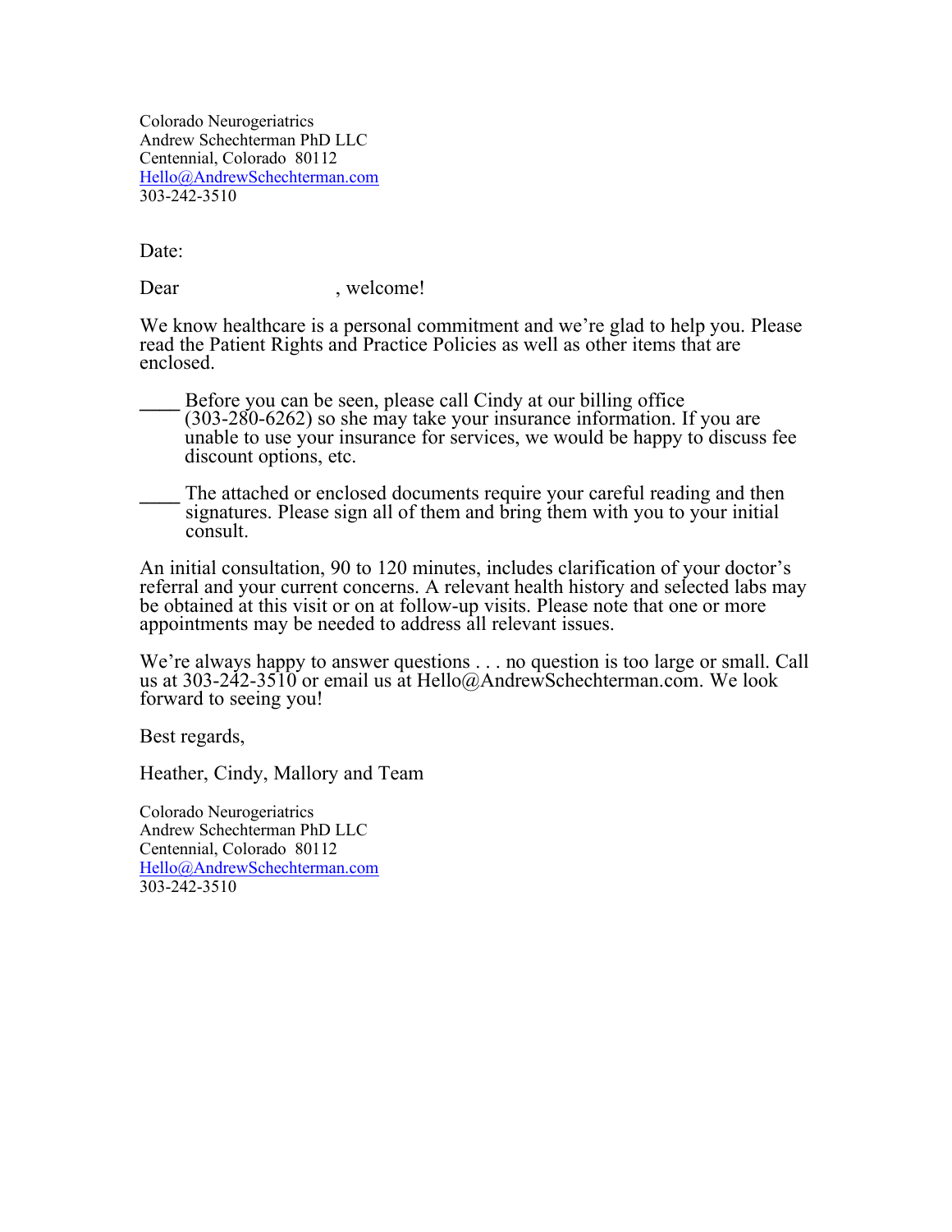Colorado Neurogeriatrics
Andrew Schechterman PhD LLC
Centennial, Colorado 80112
Hello@AndrewSchechterman.com
303-242-3510

Date:

Dear , welcome!

We know healthcare is a personal commitment and we're glad to help you. Please read the Patient Rights and Practice Policies as well as other items that are enclosed.

____ Before you can be seen, please call Cindy at our billing office (303-280-6262) so she may take your insurance information. If you are unable to use your insurance for services, we would be happy to discuss fee discount options, etc.

____ The attached or enclosed documents require your careful reading and then signatures. Please sign all of them and bring them with you to your initial consult.

An initial consultation, 90 to 120 minutes, includes clarification of your doctor's referral and your current concerns. A relevant health history and selected labs may be obtained at this visit or on at follow-up visits. Please note that one or more appointments may be needed to address all relevant issues.

We're always happy to answer questions . . . no question is too large or small. Call us at 303-242-3510 or email us at Hello@AndrewSchechterman.com. We look forward to seeing you!

Best regards,

Heather, Cindy, Mallory and Team

Colorado Neurogeriatrics
Andrew Schechterman PhD LLC
Centennial, Colorado 80112
Hello@AndrewSchechterman.com
303-242-3510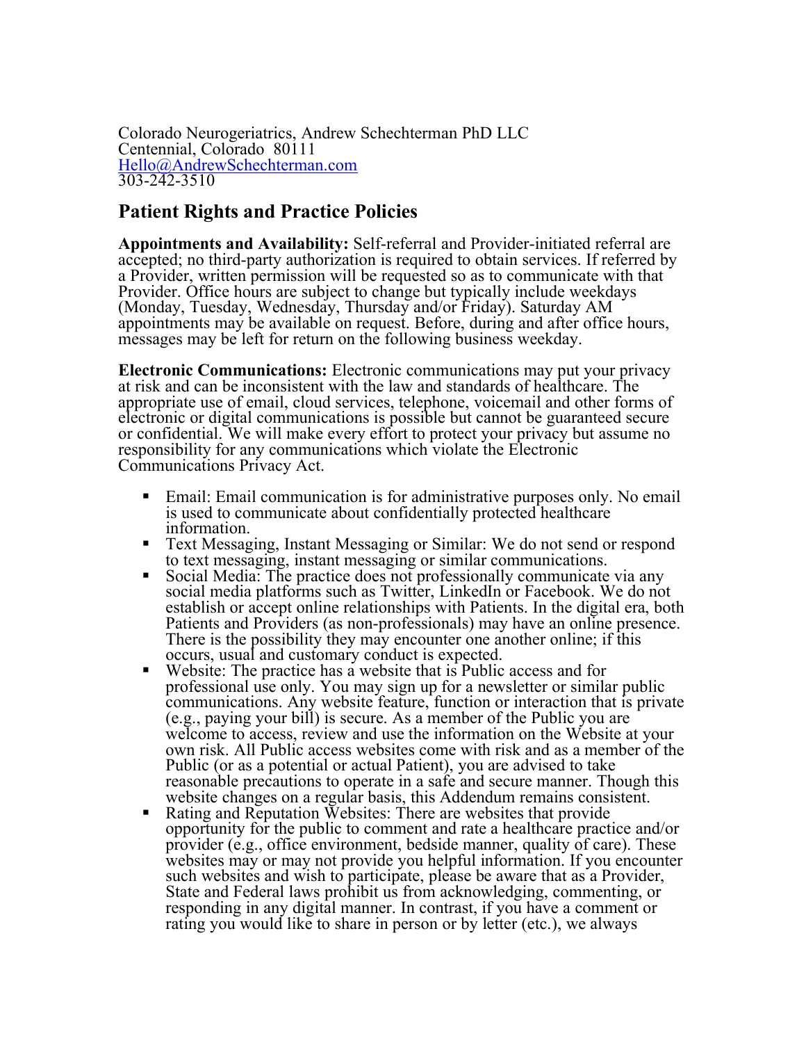Colorado Neurogeriatrics, Andrew Schechterman PhD LLC
Centennial, Colorado 80111
Hello@AndrewSchechterman.com
303-242-3510

## Patient Rights and Practice Policies

**Appointments and Availability:** Self-referral and Provider-initiated referral are accepted; no third-party authorization is required to obtain services. If referred by a Provider, written permission will be requested so as to communicate with that Provider. Office hours are subject to change but typically include weekdays (Monday, Tuesday, Wednesday, Thursday and/or Friday). Saturday AM appointments may be available on request. Before, during and after office hours, messages may be left for return on the following business weekday.

**Electronic Communications:** Electronic communications may put your privacy at risk and can be inconsistent with the law and standards of healthcare. The appropriate use of email, cloud services, telephone, voicemail and other forms of electronic or digital communications is possible but cannot be guaranteed secure or confidential. We will make every effort to protect your privacy but assume no responsibility for any communications which violate the Electronic Communications Privacy Act.

- Email: Email communication is for administrative purposes only. No email is used to communicate about confidentially protected healthcare information.
- Text Messaging, Instant Messaging or Similar: We do not send or respond to text messaging, instant messaging or similar communications.
- Social Media: The practice does not professionally communicate via any social media platforms such as Twitter, LinkedIn or Facebook. We do not establish or accept online relationships with Patients. In the digital era, both Patients and Providers (as non-professionals) may have an online presence. There is the possibility they may encounter one another online; if this occurs, usual and customary conduct is expected.
- Website: The practice has a website that is Public access and for professional use only. You may sign up for a newsletter or similar public communications. Any website feature, function or interaction that is private (e.g., paying your bill) is secure. As a member of the Public you are welcome to access, review and use the information on the Website at your own risk. All Public access websites come with risk and as a member of the Public (or as a potential or actual Patient), you are advised to take reasonable precautions to operate in a safe and secure manner. Though this website changes on a regular basis, this Addendum remains consistent.
- Rating and Reputation Websites: There are websites that provide opportunity for the public to comment and rate a healthcare practice and/or provider (e.g., office environment, bedside manner, quality of care). These websites may or may not provide you helpful information. If you encounter such websites and wish to participate, please be aware that as a Provider, State and Federal laws prohibit us from acknowledging, commenting, or responding in any digital manner. In contrast, if you have a comment or rating you would like to share in person or by letter (etc.), we always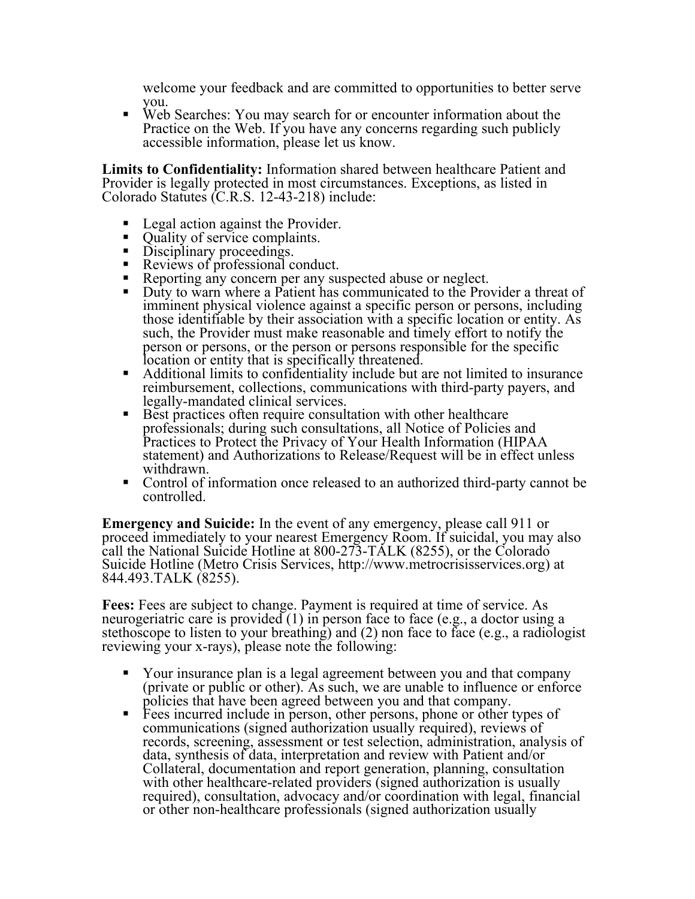welcome your feedback and are committed to opportunities to better serve you.

- Web Searches: You may search for or encounter information about the Practice on the Web. If you have any concerns regarding such publicly accessible information, please let us know.

**Limits to Confidentiality:** Information shared between healthcare Patient and Provider is legally protected in most circumstances. Exceptions, as listed in Colorado Statutes (C.R.S. 12-43-218) include:

- Legal action against the Provider.
- Quality of service complaints.
- Disciplinary proceedings.
- Reviews of professional conduct.
- Reporting any concern per any suspected abuse or neglect.
- Duty to warn where a Patient has communicated to the Provider a threat of imminent physical violence against a specific person or persons, including those identifiable by their association with a specific location or entity. As such, the Provider must make reasonable and timely effort to notify the person or persons, or the person or persons responsible for the specific location or entity that is specifically threatened.
- Additional limits to confidentiality include but are not limited to insurance reimbursement, collections, communications with third-party payers, and legally-mandated clinical services.
- Best practices often require consultation with other healthcare professionals; during such consultations, all Notice of Policies and Practices to Protect the Privacy of Your Health Information (HIPAA statement) and Authorizations to Release/Request will be in effect unless withdrawn.
- Control of information once released to an authorized third-party cannot be controlled.

**Emergency and Suicide:** In the event of any emergency, please call 911 or proceed immediately to your nearest Emergency Room. If suicidal, you may also call the National Suicide Hotline at 800-273-TALK (8255), or the Colorado Suicide Hotline (Metro Crisis Services, http://www.metrocrisisservices.org) at 844.493.TALK (8255).

**Fees:** Fees are subject to change. Payment is required at time of service. As neurogeriatric care is provided (1) in person face to face (e.g., a doctor using a stethoscope to listen to your breathing) and (2) non face to face (e.g., a radiologist reviewing your x-rays), please note the following:

- Your insurance plan is a legal agreement between you and that company (private or public or other). As such, we are unable to influence or enforce policies that have been agreed between you and that company.
- Fees incurred include in person, other persons, phone or other types of communications (signed authorization usually required), reviews of records, screening, assessment or test selection, administration, analysis of data, synthesis of data, interpretation and review with Patient and/or Collateral, documentation and report generation, planning, consultation with other healthcare-related providers (signed authorization is usually required), consultation, advocacy and/or coordination with legal, financial or other non-healthcare professionals (signed authorization usually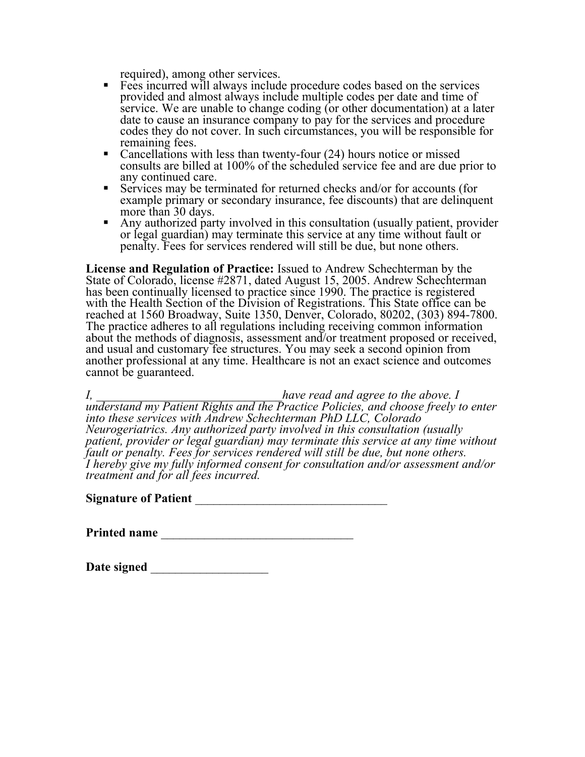required), among other services.

- Fees incurred will always include procedure codes based on the services provided and almost always include multiple codes per date and time of service. We are unable to change coding (or other documentation) at a later date to cause an insurance company to pay for the services and procedure codes they do not cover. In such circumstances, you will be responsible for remaining fees.
- Cancellations with less than twenty-four (24) hours notice or missed consults are billed at 100% of the scheduled service fee and are due prior to any continued care.
- Services may be terminated for returned checks and/or for accounts (for example primary or secondary insurance, fee discounts) that are delinquent more than 30 days.
- Any authorized party involved in this consultation (usually patient, provider or legal guardian) may terminate this service at any time without fault or penalty. Fees for services rendered will still be due, but none others.

**License and Regulation of Practice:** Issued to Andrew Schechterman by the State of Colorado, license #2871, dated August 15, 2005. Andrew Schechterman has been continually licensed to practice since 1990. The practice is registered with the Health Section of the Division of Registrations. This State office can be reached at 1560 Broadway, Suite 1350, Denver, Colorado, 80202, (303) 894-7800. The practice adheres to all regulations including receiving common information about the methods of diagnosis, assessment and/or treatment proposed or received, and usual and customary fee structures. You may seek a second opinion from another professional at any time. Healthcare is not an exact science and outcomes cannot be guaranteed.

*I, ______________________________ have read and agree to the above. I understand my Patient Rights and the Practice Policies, and choose freely to enter into these services with Andrew Schechterman PhD LLC, Colorado Neurogeriatrics. Any authorized party involved in this consultation (usually patient, provider or legal guardian) may terminate this service at any time without fault or penalty. Fees for services rendered will still be due, but none others. I hereby give my fully informed consent for consultation and/or assessment and/or treatment and for all fees incurred.*

**Signature of Patient** ______________________________

**Printed name** ______________________________

**Date signed** __________________